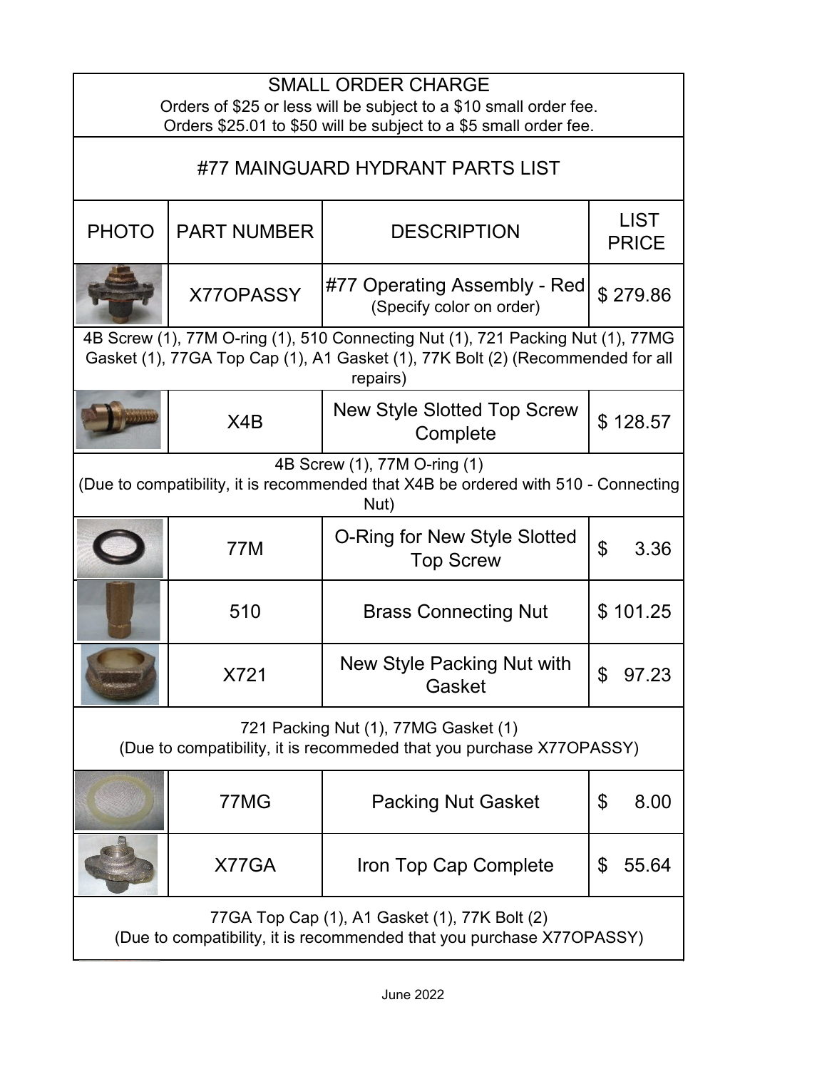SMALL ORDER CHARGE

Orders of $25 or less will be subject to a $10 small order fee.
Orders $25.01 to $50 will be subject to a $5 small order fee.

# #77 MAINGUARD HYDRANT PARTS LIST

| PHOTO | PART NUMBER | DESCRIPTION | LIST PRICE |
|---|---|---|---|
| | X77OPASSY | #77 Operating Assembly - Red (Specify color on order) | $ 279.86 |
| 4B Screw (1), 77M O-ring (1), 510 Connecting Nut (1), 721 Packing Nut (1), 77MG Gasket (1), 77GA Top Cap (1), A1 Gasket (1), 77K Bolt (2) (Recommended for all repairs) | | | |
| | X4B | New Style Slotted Top Screw Complete | $ 128.57 |
| 4B Screw (1), 77M O-ring (1) (Due to compatibility, it is recommended that X4B be ordered with 510 - Connecting Nut) | | | |
| | 77M | O-Ring for New Style Slotted Top Screw | $ 3.36 |
| | 510 | Brass Connecting Nut | $ 101.25 |
| | X721 | New Style Packing Nut with Gasket | $ 97.23 |
| 721 Packing Nut (1), 77MG Gasket (1) (Due to compatibility, it is recommeded that you purchase X77OPASSY) | | | |
| | 77MG | Packing Nut Gasket | $ 8.00 |
| | X77GA | Iron Top Cap Complete | $ 55.64 |
| 77GA Top Cap (1), A1 Gasket (1), 77K Bolt (2) (Due to compatibility, it is recommended that you purchase X77OPASSY) | | | |

June 2022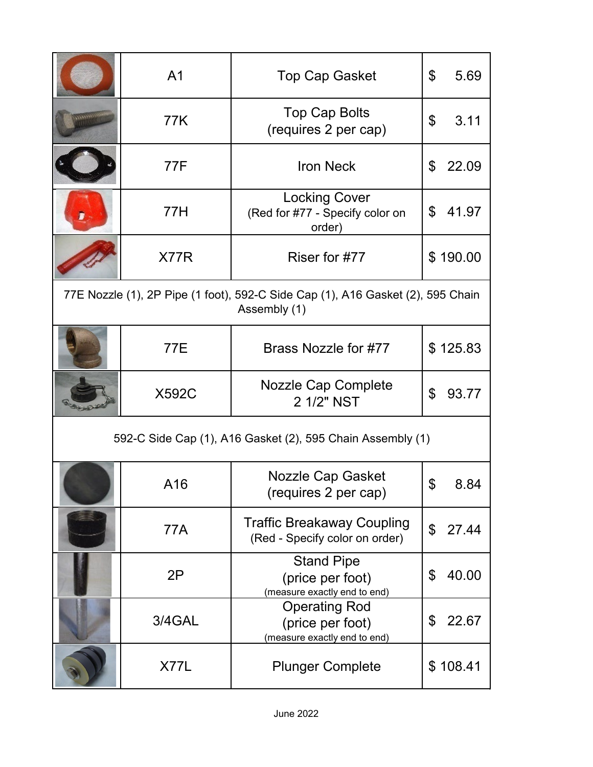| | Part No. | Description | Price |
|---|---|---|---|
| | A1 | Top Cap Gasket | $ 5.69 |
| | 77K | Top Cap Bolts (requires 2 per cap) | $ 3.11 |
| | 77F | Iron Neck | $ 22.09 |
| | 77H | Locking Cover (Red for #77 - Specify color on order) | $ 41.97 |
| | X77R | Riser for #77 | $ 190.00 |
| 77E Nozzle (1), 2P Pipe (1 foot), 592-C Side Cap (1), A16 Gasket (2), 595 Chain Assembly (1) | | | |
| | 77E | Brass Nozzle for #77 | $ 125.83 |
| | X592C | Nozzle Cap Complete 2 1/2" NST | $ 93.77 |
| 592-C Side Cap (1), A16 Gasket (2), 595 Chain Assembly (1) | | | |
| | A16 | Nozzle Cap Gasket (requires 2 per cap) | $ 8.84 |
| | 77A | Traffic Breakaway Coupling (Red - Specify color on order) | $ 27.44 |
| | 2P | Stand Pipe (price per foot) (measure exactly end to end) | $ 40.00 |
| | 3/4GAL | Operating Rod (price per foot) (measure exactly end to end) | $ 22.67 |
| | X77L | Plunger Complete | $ 108.41 |

June 2022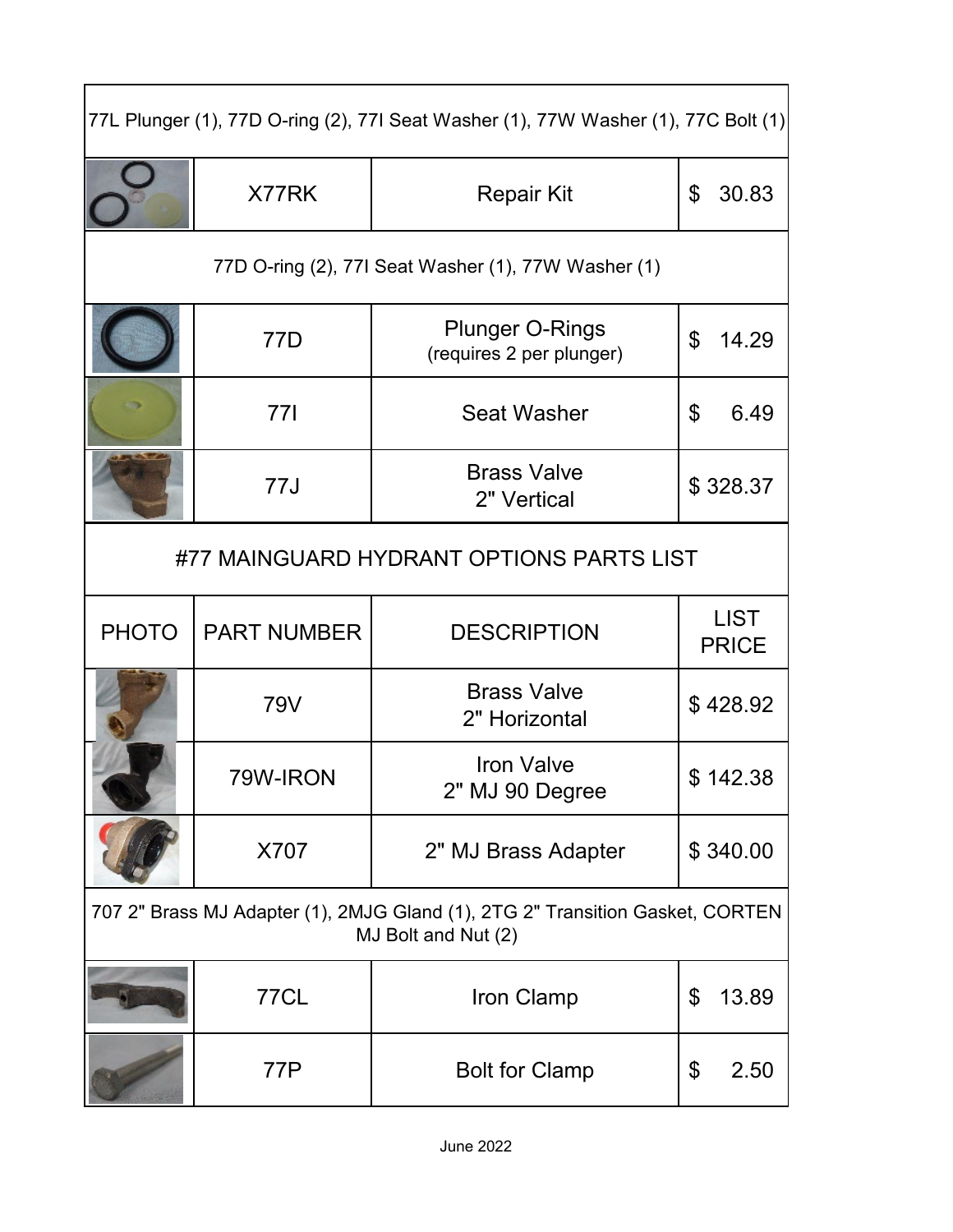| | | | |
|---|---|---|---|
| 77L Plunger (1), 77D O-ring (2), 77I Seat Washer (1), 77W Washer (1), 77C Bolt (1) | | | |
| | X77RK | Repair Kit | $ 30.83 |
| 77D O-ring (2), 77I Seat Washer (1), 77W Washer (1) | | | |
| | 77D | Plunger O-Rings (requires 2 per plunger) | $ 14.29 |
| | 77I | Seat Washer | $ 6.49 |
| | 77J | Brass Valve 2" Vertical | $ 328.37 |

## #77 MAINGUARD HYDRANT OPTIONS PARTS LIST

| PHOTO | PART NUMBER | DESCRIPTION | LIST PRICE |
|---|---|---|---|
| | 79V | Brass Valve 2" Horizontal | $ 428.92 |
| | 79W-IRON | Iron Valve 2" MJ 90 Degree | $ 142.38 |
| | X707 | 2" MJ Brass Adapter | $ 340.00 |
| 707 2" Brass MJ Adapter (1), 2MJG Gland (1), 2TG 2" Transition Gasket, CORTEN MJ Bolt and Nut (2) | | | |
| | 77CL | Iron Clamp | $ 13.89 |
| | 77P | Bolt for Clamp | $ 2.50 |

June 2022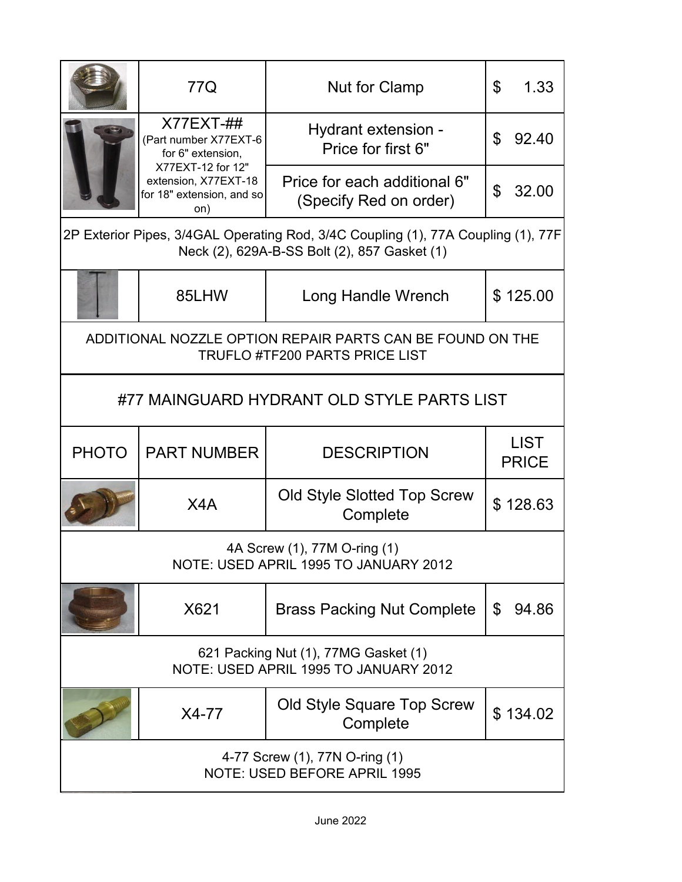| PHOTO | PART NUMBER | DESCRIPTION | LIST PRICE |
|---|---|---|---|
| | 77Q | Nut for Clamp | $ 1.33 |
| | X77EXT-## (Part number X77EXT-6 for 6" extension, X77EXT-12 for 12" extension, X77EXT-18 for 18" extension, and so on) | Hydrant extension - Price for first 6" | $ 92.40 |
| | | Price for each additional 6" (Specify Red on order) | $ 32.00 |
| 2P Exterior Pipes, 3/4GAL Operating Rod, 3/4C Coupling (1), 77A Coupling (1), 77F Neck (2), 629A-B-SS Bolt (2), 857 Gasket (1) | | | |
| | 85LHW | Long Handle Wrench | $ 125.00 |
| ADDITIONAL NOZZLE OPTION REPAIR PARTS CAN BE FOUND ON THE TRUFLO #TF200 PARTS PRICE LIST | | | |

## #77 MAINGUARD HYDRANT OLD STYLE PARTS LIST

| PHOTO | PART NUMBER | DESCRIPTION | LIST PRICE |
|---|---|---|---|
| | X4A | Old Style Slotted Top Screw Complete | $ 128.63 |
| 4A Screw (1), 77M O-ring (1)<br>NOTE: USED APRIL 1995 TO JANUARY 2012 | | | |
| | X621 | Brass Packing Nut Complete | $ 94.86 |
| 621 Packing Nut (1), 77MG Gasket (1)<br>NOTE: USED APRIL 1995 TO JANUARY 2012 | | | |
| | X4-77 | Old Style Square Top Screw Complete | $ 134.02 |
| 4-77 Screw (1), 77N O-ring (1)<br>NOTE: USED BEFORE APRIL 1995 | | | |

June 2022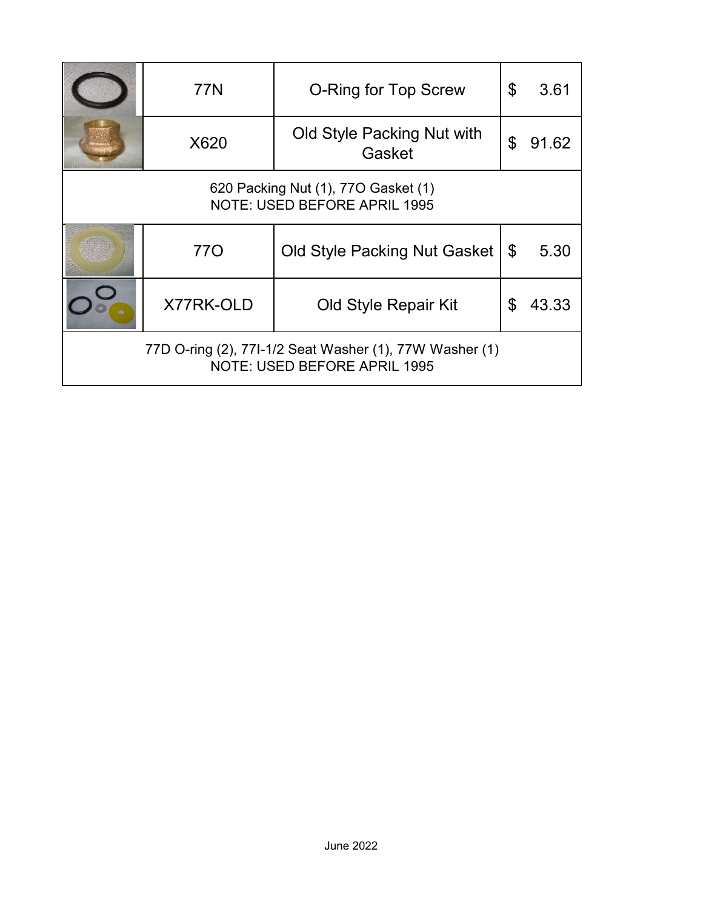| | | | |
|---|---|---|---|
| | 77N | O-Ring for Top Screw | $ 3.61 |
| | X620 | Old Style Packing Nut with Gasket | $ 91.62 |
| 620 Packing Nut (1), 77O Gasket (1)<br>NOTE: USED BEFORE APRIL 1995 | | | |
| | 77O | Old Style Packing Nut Gasket | $ 5.30 |
| | X77RK-OLD | Old Style Repair Kit | $ 43.33 |
| 77D O-ring (2), 77I-1/2 Seat Washer (1), 77W Washer (1)<br>NOTE: USED BEFORE APRIL 1995 | | | |

June 2022